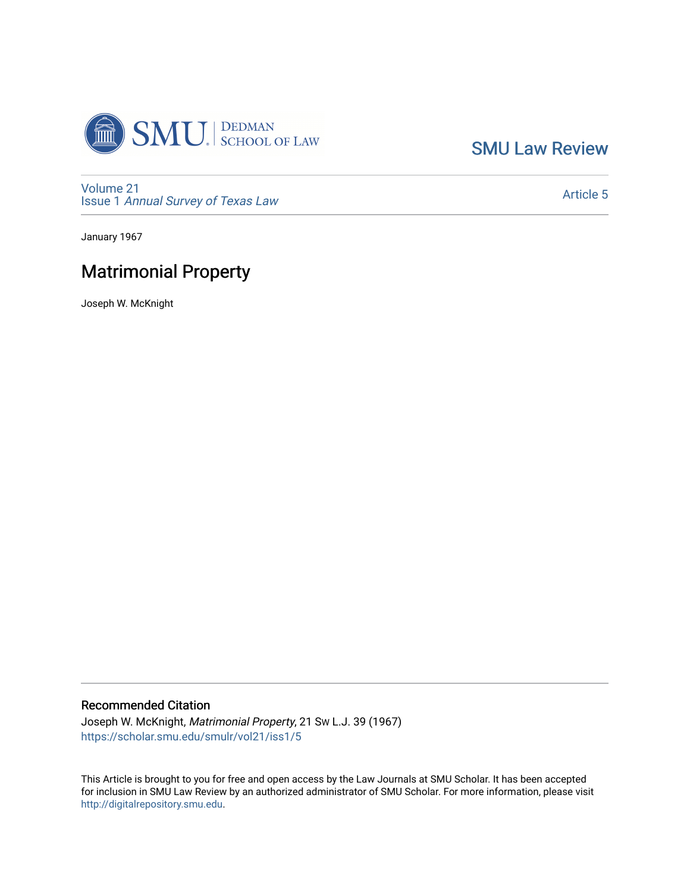SMU Law Review

Volume 21
Issue 1 *Annual Survey of Texas Law*

Article 5

January 1967

# Matrimonial Property

Joseph W. McKnight

## Recommended Citation

Joseph W. McKnight, *Matrimonial Property*, 21 Sw L.J. 39 (1967)
https://scholar.smu.edu/smulr/vol21/iss1/5

This Article is brought to you for free and open access by the Law Journals at SMU Scholar. It has been accepted for inclusion in SMU Law Review by an authorized administrator of SMU Scholar. For more information, please visit http://digitalrepository.smu.edu.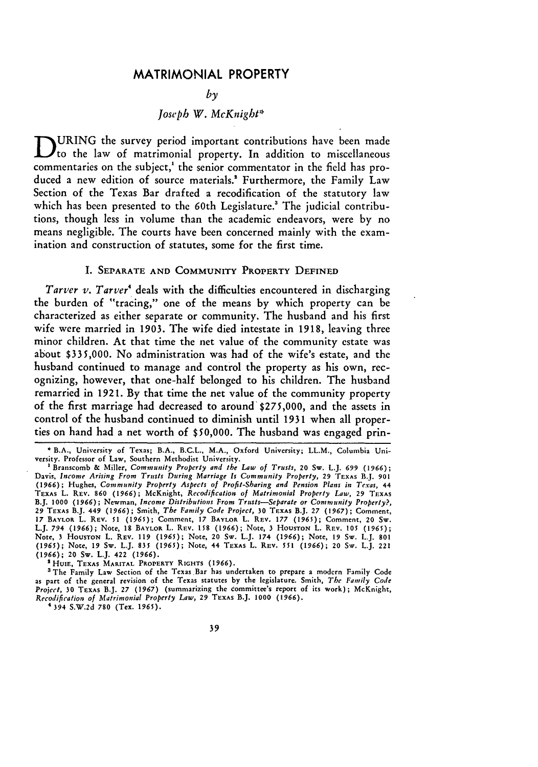# MATRIMONIAL PROPERTY

*by*

*Joseph W. McKnight*\*

DURING the survey period important contributions have been made to the law of matrimonial property. In addition to miscellaneous commentaries on the subject,[1] the senior commentator in the field has produced a new edition of source materials.[2] Furthermore, the Family Law Section of the Texas Bar drafted a recodification of the statutory law which has been presented to the 60th Legislature.[3] The judicial contributions, though less in volume than the academic endeavors, were by no means negligible. The courts have been concerned mainly with the examination and construction of statutes, some for the first time.

## I. SEPARATE AND COMMUNITY PROPERTY DEFINED

*Tarver v. Tarver*[4] deals with the difficulties encountered in discharging the burden of "tracing," one of the means by which property can be characterized as either separate or community. The husband and his first wife were married in 1903. The wife died intestate in 1918, leaving three minor children. At that time the net value of the community estate was about $335,000. No administration was had of the wife's estate, and the husband continued to manage and control the property as his own, recognizing, however, that one-half belonged to his children. The husband remarried in 1921. By that time the net value of the community property of the first marriage had decreased to around $275,000, and the assets in control of the husband continued to diminish until 1931 when all properties on hand had a net worth of $50,000. The husband was engaged prin-

---

\* B.A., University of Texas; B.A., B.C.L., M.A., Oxford University; LL.M., Columbia University. Professor of Law, Southern Methodist University.

[1] Branscomb & Miller, *Community Property and the Law of Trusts*, 20 Sw. L.J. 699 (1966); Davis, *Income Arising From Trusts During Marriage Is Community Property*, 29 TEXAS B.J. 901 (1966); Hughes, *Community Property Aspects of Profit-Sharing and Pension Plans in Texas*, 44 TEXAS L. REV. 860 (1966); McKnight, *Recodification of Matrimonial Property Law*, 29 TEXAS B.J. 1000 (1966); Newman, *Income Distributions From Trusts—Separate or Community Property?*, 29 TEXAS B.J. 449 (1966); Smith, *The Family Code Project*, 30 TEXAS B.J. 27 (1967); Comment, 17 BAYLOR L. REV. 51 (1965); Comment, 17 BAYLOR L. REV. 177 (1965); Comment, 20 Sw. L.J. 794 (1966); Note, 18 BAYLOR L. REV. 158 (1966); Note, 3 HOUSTON L. REV. 105 (1965); Note, 3 HOUSTON L. REV. 119 (1965); Note, 20 Sw. L.J. 174 (1966); Note, 19 Sw. L.J. 801 (1965); Note, 19 Sw. L.J. 835 (1965); Note, 44 TEXAS L. REV. 551 (1966); 20 Sw. L.J. 221 (1966); 20 Sw. L.J. 422 (1966).

[2] HUIE, TEXAS MARITAL PROPERTY RIGHTS (1966).

[3] The Family Law Section of the Texas Bar has undertaken to prepare a modern Family Code as part of the general revision of the Texas statutes by the legislature. Smith, *The Family Code Project*, 30 TEXAS B.J. 27 (1967) (summarizing the committee's report of its work); McKnight, *Recodification of Matrimonial Property Law*, 29 TEXAS B.J. 1000 (1966).

[4] 394 S.W.2d 780 (Tex. 1965).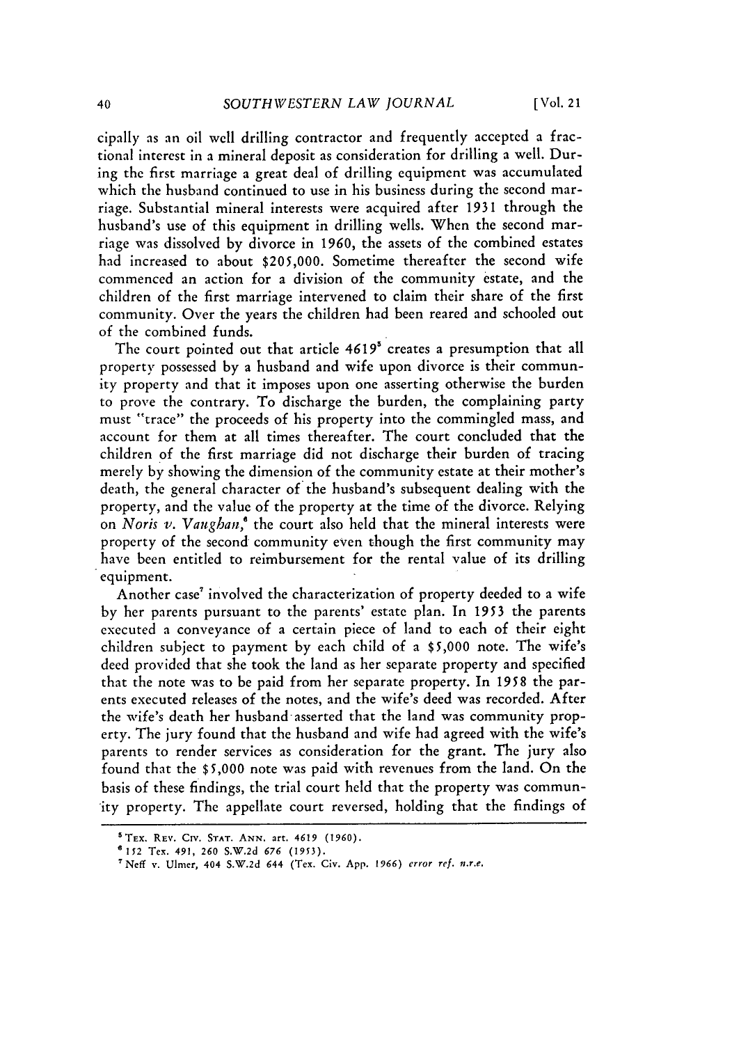cipally as an oil well drilling contractor and frequently accepted a fractional interest in a mineral deposit as consideration for drilling a well. During the first marriage a great deal of drilling equipment was accumulated which the husband continued to use in his business during the second marriage. Substantial mineral interests were acquired after 1931 through the husband's use of this equipment in drilling wells. When the second marriage was dissolved by divorce in 1960, the assets of the combined estates had increased to about $205,000. Sometime thereafter the second wife commenced an action for a division of the community estate, and the children of the first marriage intervened to claim their share of the first community. Over the years the children had been reared and schooled out of the combined funds.

The court pointed out that article 4619[5] creates a presumption that all property possessed by a husband and wife upon divorce is their community property and that it imposes upon one asserting otherwise the burden to prove the contrary. To discharge the burden, the complaining party must "trace" the proceeds of his property into the commingled mass, and account for them at all times thereafter. The court concluded that the children of the first marriage did not discharge their burden of tracing merely by showing the dimension of the community estate at their mother's death, the general character of the husband's subsequent dealing with the property, and the value of the property at the time of the divorce. Relying on *Noris v. Vaughan*,[6] the court also held that the mineral interests were property of the second community even though the first community may have been entitled to reimbursement for the rental value of its drilling equipment.

Another case[7] involved the characterization of property deeded to a wife by her parents pursuant to the parents' estate plan. In 1953 the parents executed a conveyance of a certain piece of land to each of their eight children subject to payment by each child of a $5,000 note. The wife's deed provided that she took the land as her separate property and specified that the note was to be paid from her separate property. In 1958 the parents executed releases of the notes, and the wife's deed was recorded. After the wife's death her husband asserted that the land was community property. The jury found that the husband and wife had agreed with the wife's parents to render services as consideration for the grant. The jury also found that the $5,000 note was paid with revenues from the land. On the basis of these findings, the trial court held that the property was community property. The appellate court reversed, holding that the findings of

---

[5] TEX. REV. CIV. STAT. ANN. art. 4619 (1960).

[6] 152 Tex. 491, 260 S.W.2d 676 (1953).

[7] Neff v. Ulmer, 404 S.W.2d 644 (Tex. Civ. App. 1966) *error ref. n.r.e.*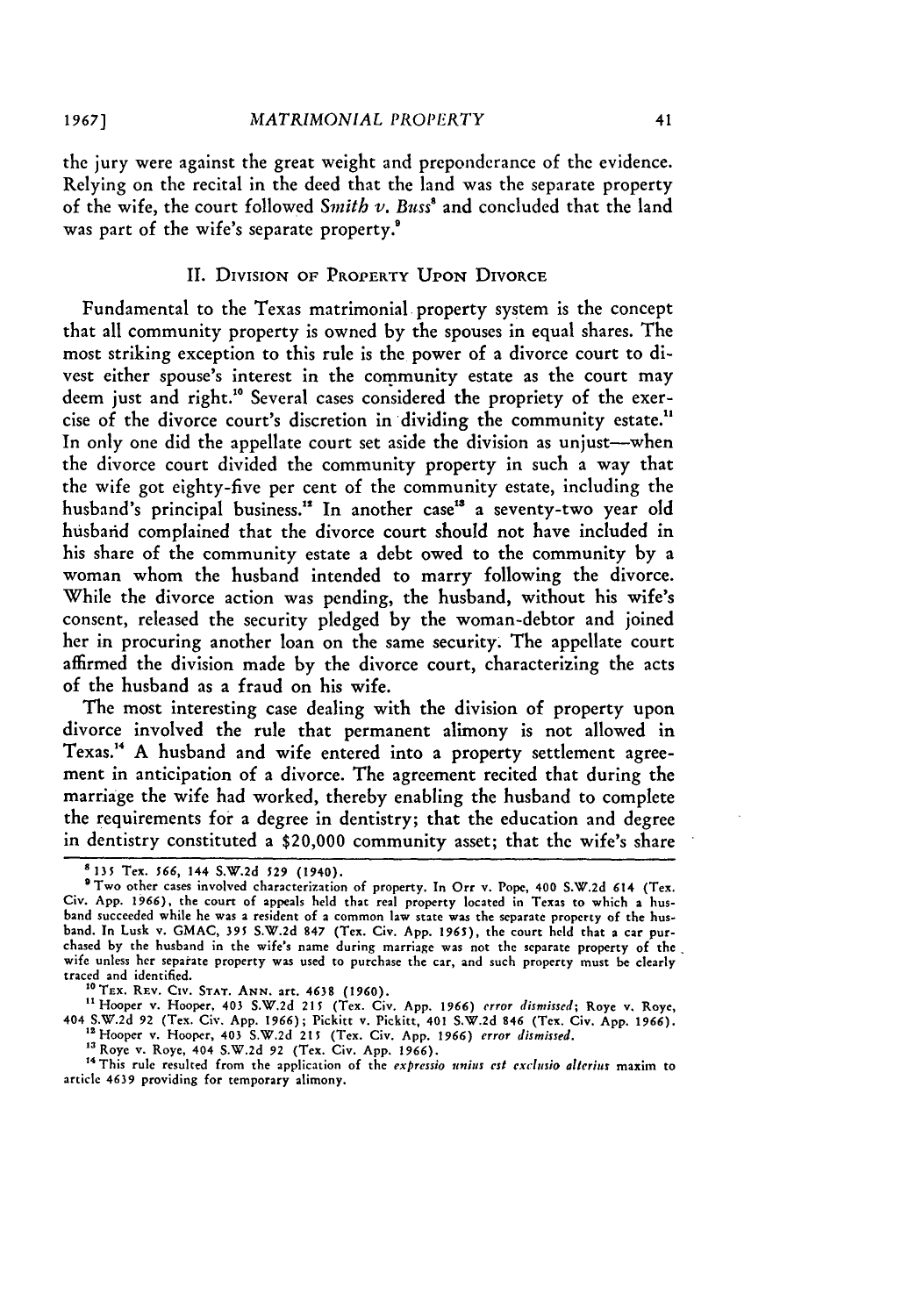the jury were against the great weight and preponderance of the evidence. Relying on the recital in the deed that the land was the separate property of the wife, the court followed *Smith v. Buss*[8] and concluded that the land was part of the wife's separate property.[9]

## II. Division of Property Upon Divorce

Fundamental to the Texas matrimonial property system is the concept that all community property is owned by the spouses in equal shares. The most striking exception to this rule is the power of a divorce court to divest either spouse's interest in the community estate as the court may deem just and right.[10] Several cases considered the propriety of the exercise of the divorce court's discretion in dividing the community estate.[11] In only one did the appellate court set aside the division as unjust—when the divorce court divided the community property in such a way that the wife got eighty-five per cent of the community estate, including the husband's principal business.[12] In another case[13] a seventy-two year old husband complained that the divorce court should not have included in his share of the community estate a debt owed to the community by a woman whom the husband intended to marry following the divorce. While the divorce action was pending, the husband, without his wife's consent, released the security pledged by the woman-debtor and joined her in procuring another loan on the same security. The appellate court affirmed the division made by the divorce court, characterizing the acts of the husband as a fraud on his wife.

The most interesting case dealing with the division of property upon divorce involved the rule that permanent alimony is not allowed in Texas.[14] A husband and wife entered into a property settlement agreement in anticipation of a divorce. The agreement recited that during the marriage the wife had worked, thereby enabling the husband to complete the requirements for a degree in dentistry; that the education and degree in dentistry constituted a $20,000 community asset; that the wife's share

---

[8] 135 Tex. 566, 144 S.W.2d 529 (1940).

[9] Two other cases involved characterization of property. In Orr v. Pope, 400 S.W.2d 614 (Tex. Civ. App. 1966), the court of appeals held that real property located in Texas to which a husband succeeded while he was a resident of a common law state was the separate property of the husband. In Lusk v. GMAC, 395 S.W.2d 847 (Tex. Civ. App. 1965), the court held that a car purchased by the husband in the wife's name during marriage was not the separate property of the wife unless her separate property was used to purchase the car, and such property must be clearly traced and identified.

[10] Tex. Rev. Civ. Stat. Ann. art. 4638 (1960).

[11] Hooper v. Hooper, 403 S.W.2d 215 (Tex. Civ. App. 1966) *error dismissed*; Roye v. Roye, 404 S.W.2d 92 (Tex. Civ. App. 1966); Pickitt v. Pickitt, 401 S.W.2d 846 (Tex. Civ. App. 1966).

[12] Hooper v. Hooper, 403 S.W.2d 215 (Tex. Civ. App. 1966) *error dismissed*.

[13] Roye v. Roye, 404 S.W.2d 92 (Tex. Civ. App. 1966).

[14] This rule resulted from the application of the *expressio unius est exclusio alterius* maxim to article 4639 providing for temporary alimony.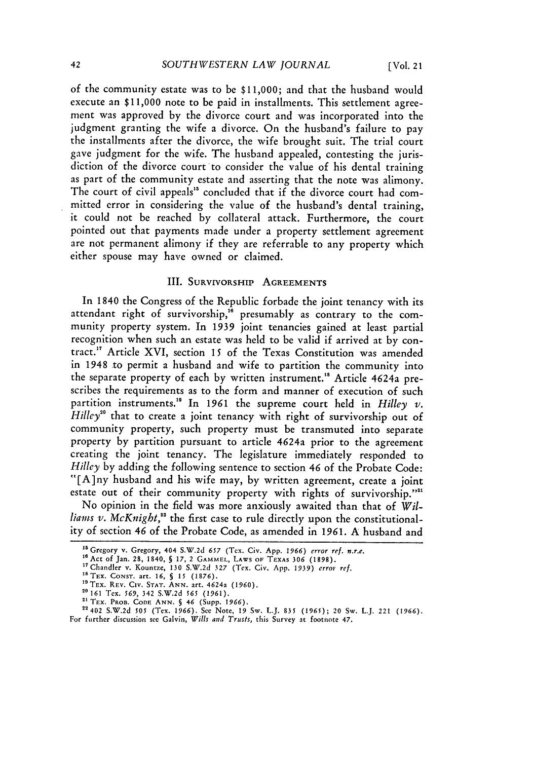of the community estate was to be $11,000; and that the husband would execute an $11,000 note to be paid in installments. This settlement agreement was approved by the divorce court and was incorporated into the judgment granting the wife a divorce. On the husband's failure to pay the installments after the divorce, the wife brought suit. The trial court gave judgment for the wife. The husband appealed, contesting the jurisdiction of the divorce court to consider the value of his dental training as part of the community estate and asserting that the note was alimony. The court of civil appeals[15] concluded that if the divorce court had committed error in considering the value of the husband's dental training, it could not be reached by collateral attack. Furthermore, the court pointed out that payments made under a property settlement agreement are not permanent alimony if they are referrable to any property which either spouse may have owned or claimed.

## III. Survivorship Agreements

In 1840 the Congress of the Republic forbade the joint tenancy with its attendant right of survivorship,[16] presumably as contrary to the community property system. In 1939 joint tenancies gained at least partial recognition when such an estate was held to be valid if arrived at by contract.[17] Article XVI, section 15 of the Texas Constitution was amended in 1948 to permit a husband and wife to partition the community into the separate property of each by written instrument.[18] Article 4624a prescribes the requirements as to the form and manner of execution of such partition instruments.[19] In 1961 the supreme court held in *Hilley v. Hilley*[20] that to create a joint tenancy with right of survivorship out of community property, such property must be transmuted into separate property by partition pursuant to article 4624a prior to the agreement creating the joint tenancy. The legislature immediately responded to *Hilley* by adding the following sentence to section 46 of the Probate Code: "[A]ny husband and his wife may, by written agreement, create a joint estate out of their community property with rights of survivorship."[21]

No opinion in the field was more anxiously awaited than that of *Williams v. McKnight*,[22] the first case to rule directly upon the constitutionality of section 46 of the Probate Code, as amended in 1961. A husband and

---

[15] Gregory v. Gregory, 404 S.W.2d 657 (Tex. Civ. App. 1966) *error ref. n.r.e.*

[16] Act of Jan. 28, 1840, § 17, 2 Gammel, Laws of Texas 306 (1898).

[17] Chandler v. Kountze, 130 S.W.2d 327 (Tex. Civ. App. 1939) *error ref.*

[18] Tex. Const. art. 16, § 15 (1876).

[19] Tex. Rev. Civ. Stat. Ann. art. 4624a (1960).

[20] 161 Tex. 569, 342 S.W.2d 565 (1961).

[21] Tex. Prob. Code Ann. § 46 (Supp. 1966).

[22] 402 S.W.2d 505 (Tex. 1966). See Note, 19 Sw. L.J. 835 (1965); 20 Sw. L.J. 221 (1966). For further discussion see Galvin, *Wills and Trusts*, this Survey at footnote 47.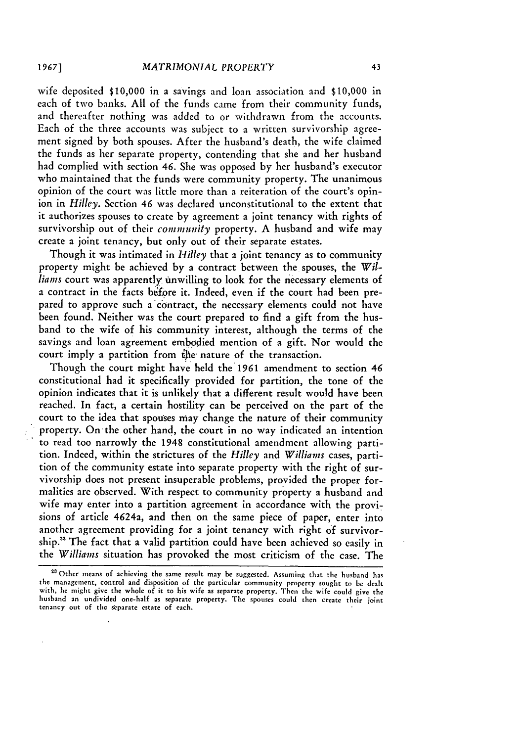wife deposited $10,000 in a savings and loan association and $10,000 in each of two banks. All of the funds came from their community funds, and thereafter nothing was added to or withdrawn from the accounts. Each of the three accounts was subject to a written survivorship agreement signed by both spouses. After the husband's death, the wife claimed the funds as her separate property, contending that she and her husband had complied with section 46. She was opposed by her husband's executor who maintained that the funds were community property. The unanimous opinion of the court was little more than a reiteration of the court's opinion in *Hilley*. Section 46 was declared unconstitutional to the extent that it authorizes spouses to create by agreement a joint tenancy with rights of survivorship out of their *community* property. A husband and wife may create a joint tenancy, but only out of their separate estates.

Though it was intimated in *Hilley* that a joint tenancy as to community property might be achieved by a contract between the spouses, the *Williams* court was apparently unwilling to look for the necessary elements of a contract in the facts before it. Indeed, even if the court had been prepared to approve such a contract, the necessary elements could not have been found. Neither was the court prepared to find a gift from the husband to the wife of his community interest, although the terms of the savings and loan agreement embodied mention of a gift. Nor would the court imply a partition from the nature of the transaction.

Though the court might have held the 1961 amendment to section 46 constitutional had it specifically provided for partition, the tone of the opinion indicates that it is unlikely that a different result would have been reached. In fact, a certain hostility can be perceived on the part of the court to the idea that spouses may change the nature of their community property. On the other hand, the court in no way indicated an intention to read too narrowly the 1948 constitutional amendment allowing partition. Indeed, within the strictures of the *Hilley* and *Williams* cases, partition of the community estate into separate property with the right of survivorship does not present insuperable problems, provided the proper formalities are observed. With respect to community property a husband and wife may enter into a partition agreement in accordance with the provisions of article 4624a, and then on the same piece of paper, enter into another agreement providing for a joint tenancy with right of survivorship.[23] The fact that a valid partition could have been achieved so easily in the *Williams* situation has provoked the most criticism of the case. The

---

[23] Other means of achieving the same result may be suggested. Assuming that the husband has the management, control and disposition of the particular community property sought to be dealt with, he might give the whole of it to his wife as separate property. Then the wife could give the husband an undivided one-half as separate property. The spouses could then create their joint tenancy out of the separate estate of each.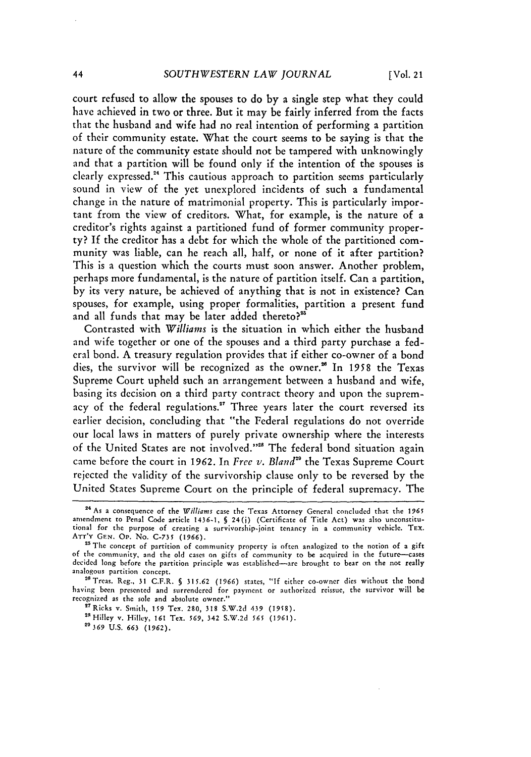court refused to allow the spouses to do by a single step what they could have achieved in two or three. But it may be fairly inferred from the facts that the husband and wife had no real intention of performing a partition of their community estate. What the court seems to be saying is that the nature of the community estate should not be tampered with unknowingly and that a partition will be found only if the intention of the spouses is clearly expressed.[24] This cautious approach to partition seems particularly sound in view of the yet unexplored incidents of such a fundamental change in the nature of matrimonial property. This is particularly important from the view of creditors. What, for example, is the nature of a creditor's rights against a partitioned fund of former community property? If the creditor has a debt for which the whole of the partitioned community was liable, can he reach all, half, or none of it after partition? This is a question which the courts must soon answer. Another problem, perhaps more fundamental, is the nature of partition itself. Can a partition, by its very nature, be achieved of anything that is not in existence? Can spouses, for example, using proper formalities, partition a present fund and all funds that may be later added thereto?[25]

Contrasted with *Williams* is the situation in which either the husband and wife together or one of the spouses and a third party purchase a federal bond. A treasury regulation provides that if either co-owner of a bond dies, the survivor will be recognized as the owner.[26] In 1958 the Texas Supreme Court upheld such an arrangement between a husband and wife, basing its decision on a third party contract theory and upon the supremacy of the federal regulations.[27] Three years later the court reversed its earlier decision, concluding that "the Federal regulations do not override our local laws in matters of purely private ownership where the interests of the United States are not involved."[28] The federal bond situation again came before the court in 1962. In *Free v. Bland*[29] the Texas Supreme Court rejected the validity of the survivorship clause only to be reversed by the United States Supreme Court on the principle of federal supremacy. The

[24] As a consequence of the *Williams* case the Texas Attorney General concluded that the 1965 amendment to Penal Code article 1436-1, § 24(j) (Certificate of Title Act) was also unconstitutional for the purpose of creating a survivorship-joint tenancy in a community vehicle. TEX. ATT'Y GEN. OP. No. C-735 (1966).

[25] The concept of partition of community property is often analogized to the notion of a gift of the community, and the old cases on gifts of community to be acquired in the future—cases decided long before the partition principle was established—are brought to bear on the not really analogous partition concept.

[26] Treas. Reg., 31 C.F.R. § 315.62 (1966) states, "If either co-owner dies without the bond having been presented and surrendered for payment or authorized reissue, the survivor will be recognized as the sole and absolute owner."

[27] Ricks v. Smith, 159 Tex. 280, 318 S.W.2d 439 (1958).

[28] Hilley v. Hilley, 161 Tex. 569, 342 S.W.2d 565 (1961).

[29] 369 U.S. 663 (1962).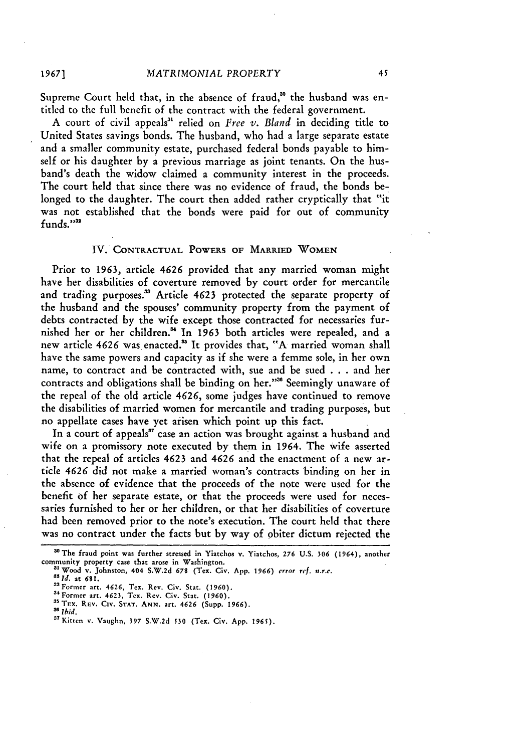Supreme Court held that, in the absence of fraud,[30] the husband was entitled to the full benefit of the contract with the federal government.

A court of civil appeals[31] relied on *Free v. Bland* in deciding title to United States savings bonds. The husband, who had a large separate estate and a smaller community estate, purchased federal bonds payable to himself or his daughter by a previous marriage as joint tenants. On the husband's death the widow claimed a community interest in the proceeds. The court held that since there was no evidence of fraud, the bonds belonged to the daughter. The court then added rather cryptically that "it was not established that the bonds were paid for out of community funds."[32]

## IV. Contractual Powers of Married Women

Prior to 1963, article 4626 provided that any married woman might have her disabilities of coverture removed by court order for mercantile and trading purposes.[33] Article 4623 protected the separate property of the husband and the spouses' community property from the payment of debts contracted by the wife except those contracted for necessaries furnished her or her children.[34] In 1963 both articles were repealed, and a new article 4626 was enacted.[35] It provides that, "A married woman shall have the same powers and capacity as if she were a femme sole, in her own name, to contract and be contracted with, sue and be sued . . . and her contracts and obligations shall be binding on her."[36] Seemingly unaware of the repeal of the old article 4626, some judges have continued to remove the disabilities of married women for mercantile and trading purposes, but no appellate cases have yet arisen which point up this fact.

In a court of appeals[37] case an action was brought against a husband and wife on a promissory note executed by them in 1964. The wife asserted that the repeal of articles 4623 and 4626 and the enactment of a new article 4626 did not make a married woman's contracts binding on her in the absence of evidence that the proceeds of the note were used for the benefit of her separate estate, or that the proceeds were used for necessaries furnished to her or her children, or that her disabilities of coverture had been removed prior to the note's execution. The court held that there was no contract under the facts but by way of obiter dictum rejected the

---

[30] The fraud point was further stressed in Yiatchos v. Yiatchos, 276 U.S. 306 (1964), another community property case that arose in Washington.

[31] Wood v. Johnston, 404 S.W.2d 678 (Tex. Civ. App. 1966) *error ref. n.r.e.*

[32] *Id.* at 681.

[33] Former art. 4626, Tex. Rev. Civ. Stat. (1960).

[34] Former art. 4623, Tex. Rev. Civ. Stat. (1960).

[35] Tex. Rev. Civ. Stat. Ann. art. 4626 (Supp. 1966).

[36] *Ibid.*

[37] Kitten v. Vaughn, 397 S.W.2d 530 (Tex. Civ. App. 1965).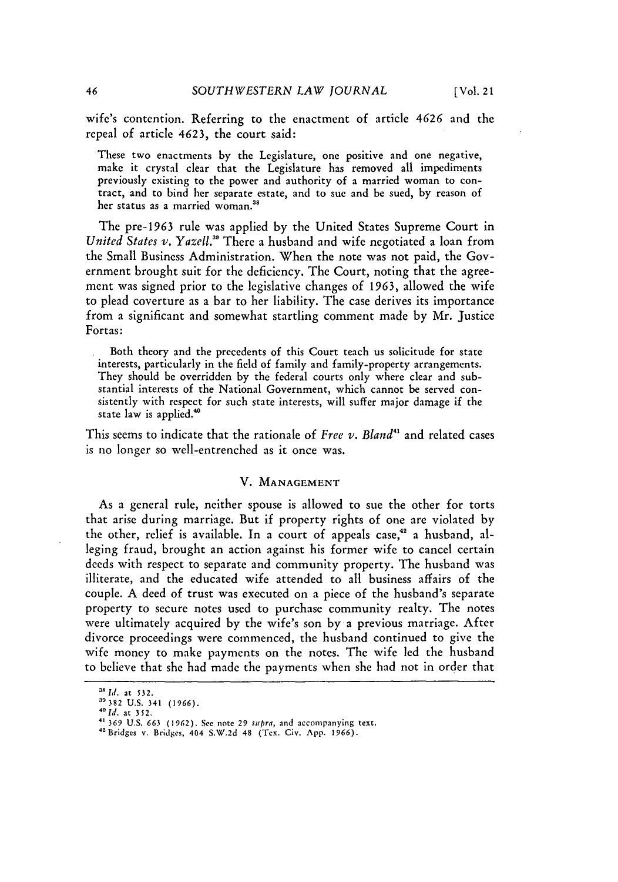wife's contention. Referring to the enactment of article 4626 and the repeal of article 4623, the court said:

> These two enactments by the Legislature, one positive and one negative, make it crystal clear that the Legislature has removed all impediments previously existing to the power and authority of a married woman to contract, and to bind her separate estate, and to sue and be sued, by reason of her status as a married woman.[38]

The pre-1963 rule was applied by the United States Supreme Court in *United States v. Yazell.*[39] There a husband and wife negotiated a loan from the Small Business Administration. When the note was not paid, the Government brought suit for the deficiency. The Court, noting that the agreement was signed prior to the legislative changes of 1963, allowed the wife to plead coverture as a bar to her liability. The case derives its importance from a significant and somewhat startling comment made by Mr. Justice Fortas:

> Both theory and the precedents of this Court teach us solicitude for state interests, particularly in the field of family and family-property arrangements. They should be overridden by the federal courts only where clear and substantial interests of the National Government, which cannot be served consistently with respect for such state interests, will suffer major damage if the state law is applied.[40]

This seems to indicate that the rationale of *Free v. Bland*[41] and related cases is no longer so well-entrenched as it once was.

## V. MANAGEMENT

As a general rule, neither spouse is allowed to sue the other for torts that arise during marriage. But if property rights of one are violated by the other, relief is available. In a court of appeals case,[42] a husband, alleging fraud, brought an action against his former wife to cancel certain deeds with respect to separate and community property. The husband was illiterate, and the educated wife attended to all business affairs of the couple. A deed of trust was executed on a piece of the husband's separate property to secure notes used to purchase community realty. The notes were ultimately acquired by the wife's son by a previous marriage. After divorce proceedings were commenced, the husband continued to give the wife money to make payments on the notes. The wife led the husband to believe that she had made the payments when she had not in order that

---

[38] *Id.* at 532.

[39] 382 U.S. 341 (1966).

[40] *Id.* at 352.

[41] 369 U.S. 663 (1962). See note 29 *supra*, and accompanying text.

[42] Bridges v. Bridges, 404 S.W.2d 48 (Tex. Civ. App. 1966).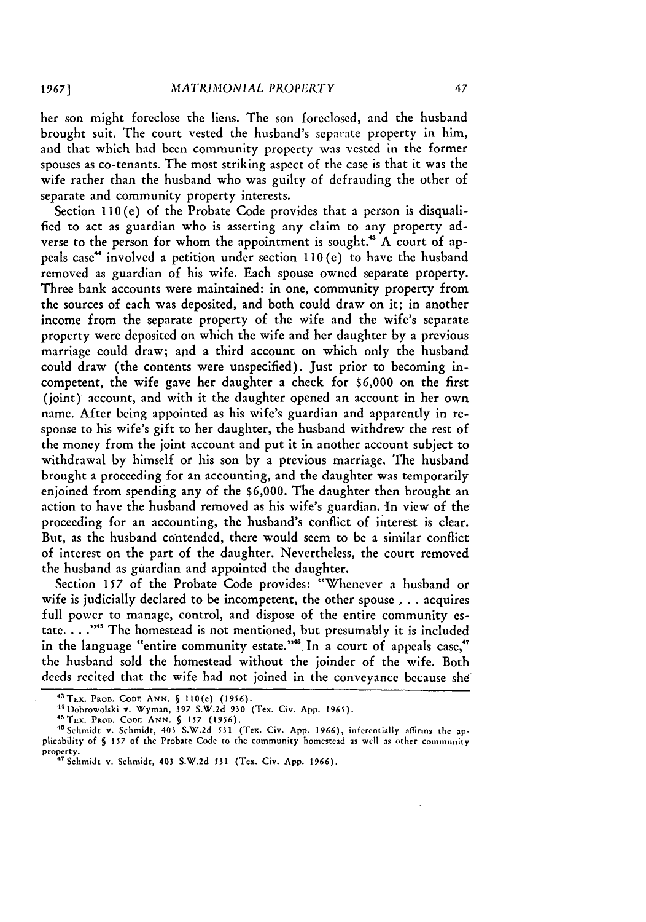her son might foreclose the liens. The son foreclosed, and the husband brought suit. The court vested the husband's separate property in him, and that which had been community property was vested in the former spouses as co-tenants. The most striking aspect of the case is that it was the wife rather than the husband who was guilty of defrauding the other of separate and community property interests.

Section 110(e) of the Probate Code provides that a person is disqualified to act as guardian who is asserting any claim to any property adverse to the person for whom the appointment is sought.[43] A court of appeals case[44] involved a petition under section 110(e) to have the husband removed as guardian of his wife. Each spouse owned separate property. Three bank accounts were maintained: in one, community property from the sources of each was deposited, and both could draw on it; in another income from the separate property of the wife and the wife's separate property were deposited on which the wife and her daughter by a previous marriage could draw; and a third account on which only the husband could draw (the contents were unspecified). Just prior to becoming incompetent, the wife gave her daughter a check for \$6,000 on the first (joint) account, and with it the daughter opened an account in her own name. After being appointed as his wife's guardian and apparently in response to his wife's gift to her daughter, the husband withdrew the rest of the money from the joint account and put it in another account subject to withdrawal by himself or his son by a previous marriage. The husband brought a proceeding for an accounting, and the daughter was temporarily enjoined from spending any of the \$6,000. The daughter then brought an action to have the husband removed as his wife's guardian. In view of the proceeding for an accounting, the husband's conflict of interest is clear. But, as the husband contended, there would seem to be a similar conflict of interest on the part of the daughter. Nevertheless, the court removed the husband as guardian and appointed the daughter.

Section 157 of the Probate Code provides: "Whenever a husband or wife is judicially declared to be incompetent, the other spouse . . . acquires full power to manage, control, and dispose of the entire community estate. . . ."[45] The homestead is not mentioned, but presumably it is included in the language "entire community estate."[46] In a court of appeals case,[47] the husband sold the homestead without the joinder of the wife. Both deeds recited that the wife had not joined in the conveyance because she

---

[43] TEX. PROB. CODE ANN. § 110(e) (1956).

[44] Dobrowolski v. Wyman, 397 S.W.2d 930 (Tex. Civ. App. 1965).

[45] TEX. PROB. CODE ANN. § 157 (1956).

[46] Schmidt v. Schmidt, 403 S.W.2d 531 (Tex. Civ. App. 1966), inferentially affirms the applicability of § 157 of the Probate Code to the community homestead as well as other community property.

[47] Schmidt v. Schmidt, 403 S.W.2d 531 (Tex. Civ. App. 1966).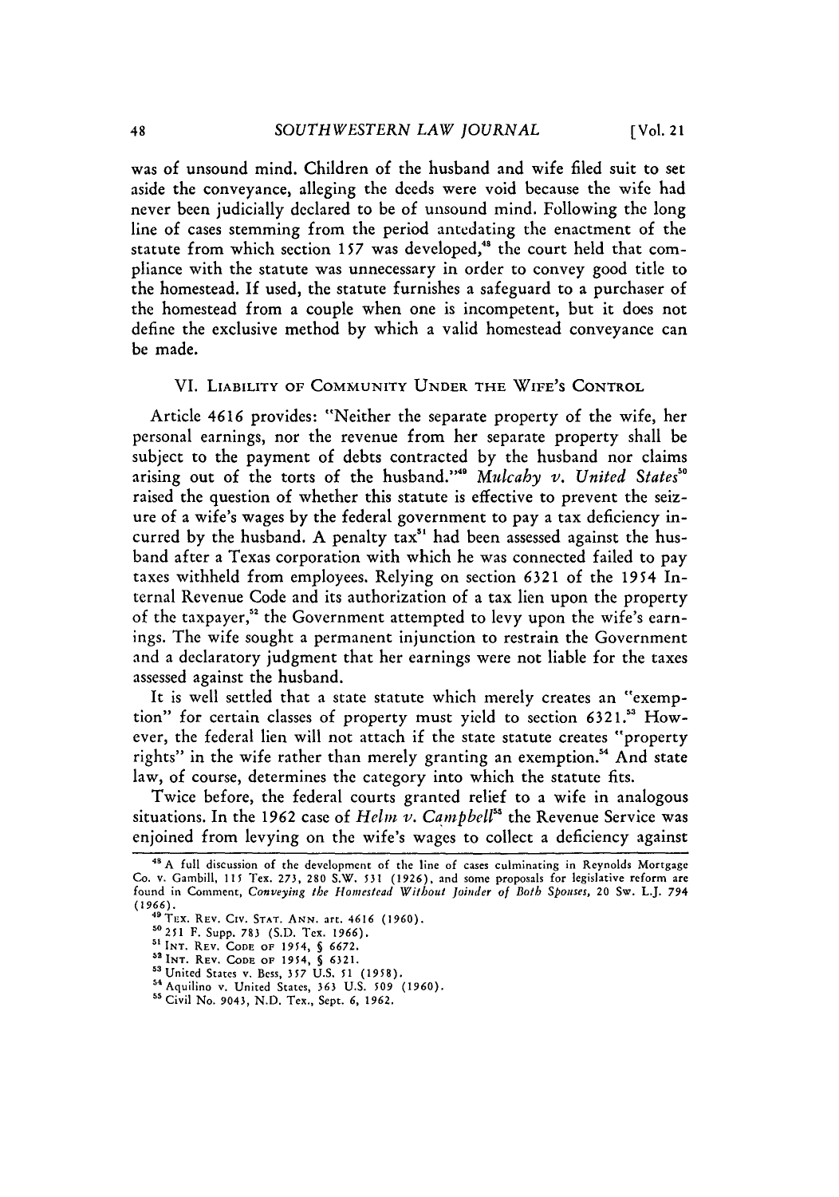was of unsound mind. Children of the husband and wife filed suit to set aside the conveyance, alleging the deeds were void because the wife had never been judicially declared to be of unsound mind. Following the long line of cases stemming from the period antedating the enactment of the statute from which section 157 was developed,[48] the court held that compliance with the statute was unnecessary in order to convey good title to the homestead. If used, the statute furnishes a safeguard to a purchaser of the homestead from a couple when one is incompetent, but it does not define the exclusive method by which a valid homestead conveyance can be made.

## VI. Liability of Community Under the Wife's Control

Article 4616 provides: "Neither the separate property of the wife, her personal earnings, nor the revenue from her separate property shall be subject to the payment of debts contracted by the husband nor claims arising out of the torts of the husband."[49] *Mulcahy v. United States*[50] raised the question of whether this statute is effective to prevent the seizure of a wife's wages by the federal government to pay a tax deficiency incurred by the husband. A penalty tax[51] had been assessed against the husband after a Texas corporation with which he was connected failed to pay taxes withheld from employees. Relying on section 6321 of the 1954 Internal Revenue Code and its authorization of a tax lien upon the property of the taxpayer,[52] the Government attempted to levy upon the wife's earnings. The wife sought a permanent injunction to restrain the Government and a declaratory judgment that her earnings were not liable for the taxes assessed against the husband.

It is well settled that a state statute which merely creates an "exemption" for certain classes of property must yield to section 6321.[53] However, the federal lien will not attach if the state statute creates "property rights" in the wife rather than merely granting an exemption.[54] And state law, of course, determines the category into which the statute fits.

Twice before, the federal courts granted relief to a wife in analogous situations. In the 1962 case of *Helm v. Campbell*[55] the Revenue Service was enjoined from levying on the wife's wages to collect a deficiency against

---

[48] A full discussion of the development of the line of cases culminating in Reynolds Mortgage Co. v. Gambill, 115 Tex. 273, 280 S.W. 531 (1926), and some proposals for legislative reform are found in Comment, *Conveying the Homestead Without Joinder of Both Spouses*, 20 Sw. L.J. 794 (1966).

[49] Tex. Rev. Civ. Stat. Ann. art. 4616 (1960).

[50] 251 F. Supp. 783 (S.D. Tex. 1966).

[51] Int. Rev. Code of 1954, § 6672.

[52] Int. Rev. Code of 1954, § 6321.

[53] United States v. Bess, 357 U.S. 51 (1958).

[54] Aquilino v. United States, 363 U.S. 509 (1960).

[55] Civil No. 9043, N.D. Tex., Sept. 6, 1962.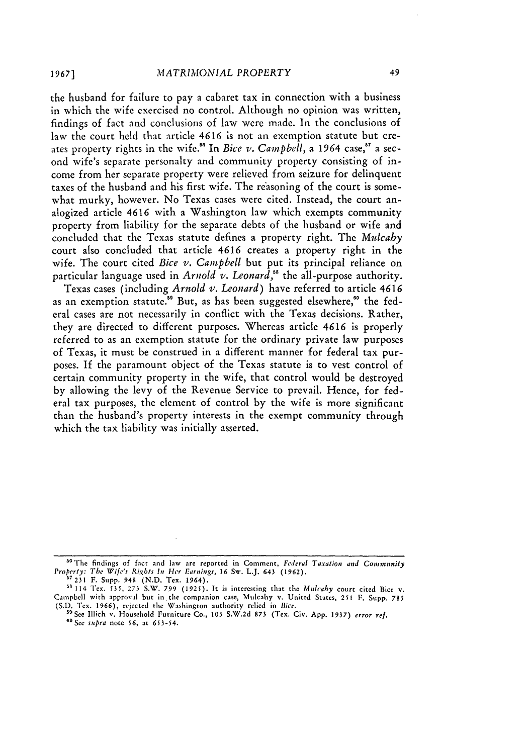the husband for failure to pay a cabaret tax in connection with a business in which the wife exercised no control. Although no opinion was written, findings of fact and conclusions of law were made. In the conclusions of law the court held that article 4616 is not an exemption statute but creates property rights in the wife.[56] In *Bice v. Campbell*, a 1964 case,[57] a second wife's separate personalty and community property consisting of income from her separate property were relieved from seizure for delinquent taxes of the husband and his first wife. The reasoning of the court is somewhat murky, however. No Texas cases were cited. Instead, the court analogized article 4616 with a Washington law which exempts community property from liability for the separate debts of the husband or wife and concluded that the Texas statute defines a property right. The *Mulcahy* court also concluded that article 4616 creates a property right in the wife. The court cited *Bice v. Campbell* but put its principal reliance on particular language used in *Arnold v. Leonard*,[58] the all-purpose authority.

Texas cases (including *Arnold v. Leonard*) have referred to article 4616 as an exemption statute.[59] But, as has been suggested elsewhere,[60] the federal cases are not necessarily in conflict with the Texas decisions. Rather, they are directed to different purposes. Whereas article 4616 is properly referred to as an exemption statute for the ordinary private law purposes of Texas, it must be construed in a different manner for federal tax purposes. If the paramount object of the Texas statute is to vest control of certain community property in the wife, that control would be destroyed by allowing the levy of the Revenue Service to prevail. Hence, for federal tax purposes, the element of control by the wife is more significant than the husband's property interests in the exempt community through which the tax liability was initially asserted.

---

[56] The findings of fact and law are reported in Comment, *Federal Taxation and Community Property: The Wife's Rights In Her Earnings*, 16 Sw. L.J. 643 (1962).

[57] 231 F. Supp. 948 (N.D. Tex. 1964).

[58] 114 Tex. 535, 273 S.W. 799 (1925). It is interesting that the *Mulcahy* court cited Bice v. Campbell with approval but in the companion case, Mulcahy v. United States, 251 F. Supp. 785 (S.D. Tex. 1966), rejected the Washington authority relied in *Bice*.

[59] See Illich v. Household Furniture Co., 103 S.W.2d 873 (Tex. Civ. App. 1937) *error ref.*

[60] See *supra* note 56, at 653-54.